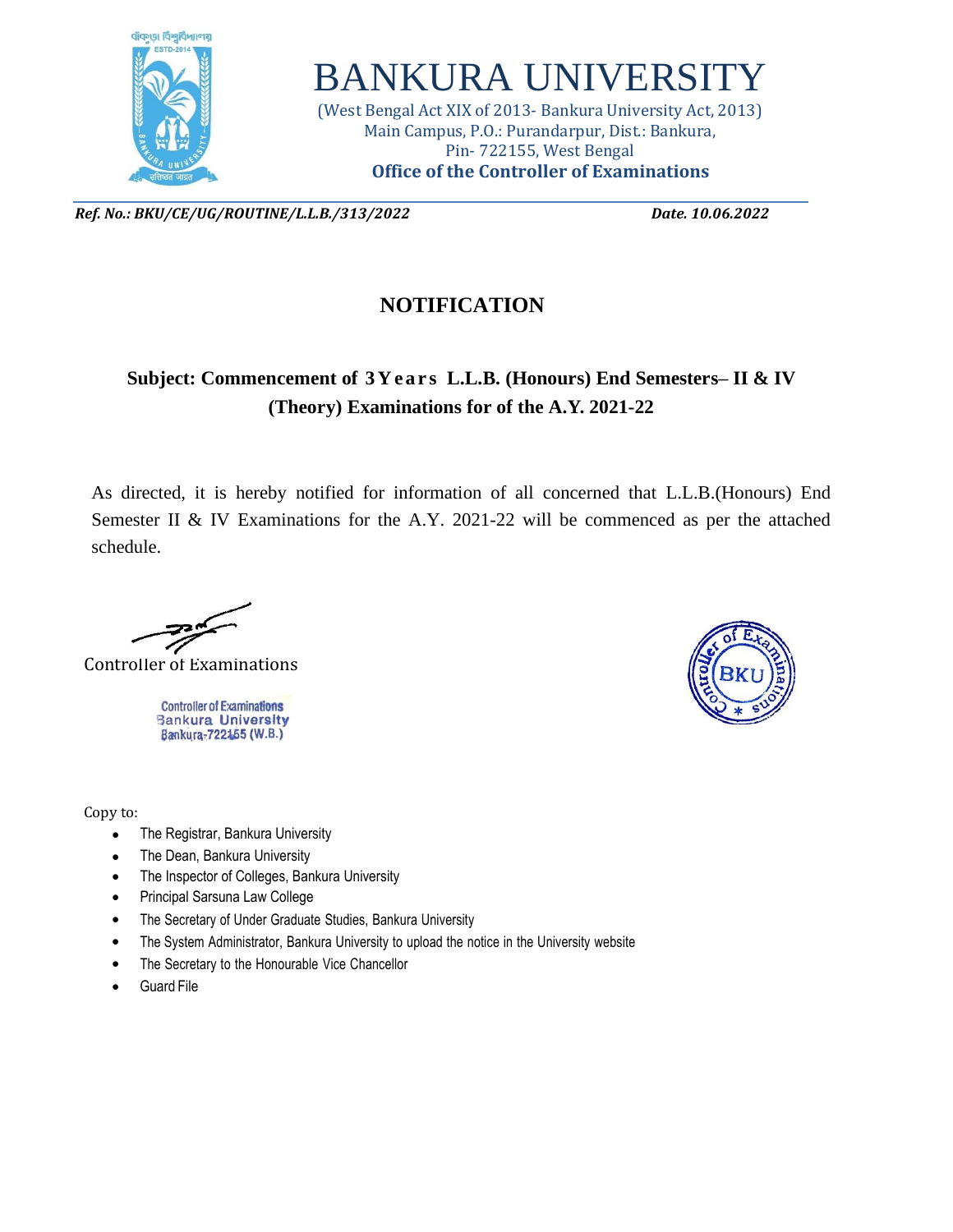# BANKURA UNIVERSITY

(West Bengal Act XIX of 2013- Bankura University Act, 2013)
Main Campus, P.O.: Purandarpur, Dist.: Bankura,
Pin- 722155, West Bengal
**Office of the Controller of Examinations**

***Ref. No.: BKU/CE/UG/ROUTINE/L.L.B./313/2022*** ***Date. 10.06.2022***

## NOTIFICATION

**Subject: Commencement of 3 Years L.L.B. (Honours) End Semesters– II & IV (Theory) Examinations for of the A.Y. 2021-22**

As directed, it is hereby notified for information of all concerned that L.L.B.(Honours) End Semester II & IV Examinations for the A.Y. 2021-22 will be commenced as per the attached schedule.

Controller of Examinations

Controller of Examinations
Bankura University
Bankura-722155 (W.B.)

Copy to:

- The Registrar, Bankura University
- The Dean, Bankura University
- The Inspector of Colleges, Bankura University
- Principal Sarsuna Law College
- The Secretary of Under Graduate Studies, Bankura University
- The System Administrator, Bankura University to upload the notice in the University website
- The Secretary to the Honourable Vice Chancellor
- Guard File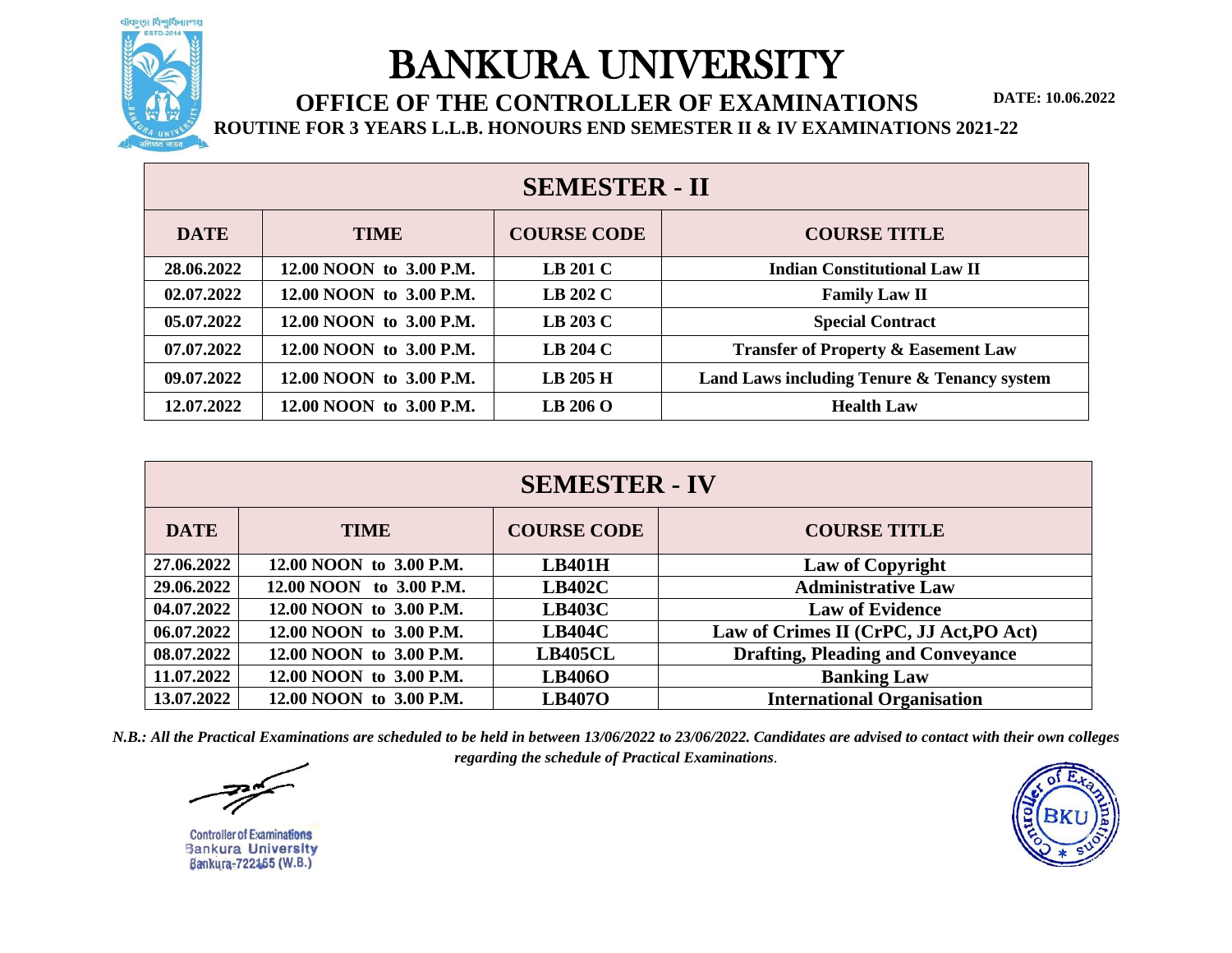# BANKURA UNIVERSITY

## OFFICE OF THE CONTROLLER OF EXAMINATIONS

**DATE: 10.06.2022**

**ROUTINE FOR 3 YEARS L.L.B. HONOURS END SEMESTER II & IV EXAMINATIONS 2021-22**

### SEMESTER - II

| DATE | TIME | COURSE CODE | COURSE TITLE |
|---|---|---|---|
| 28.06.2022 | 12.00 NOON to 3.00 P.M. | LB 201 C | Indian Constitutional Law II |
| 02.07.2022 | 12.00 NOON to 3.00 P.M. | LB 202 C | Family Law II |
| 05.07.2022 | 12.00 NOON to 3.00 P.M. | LB 203 C | Special Contract |
| 07.07.2022 | 12.00 NOON to 3.00 P.M. | LB 204 C | Transfer of Property & Easement Law |
| 09.07.2022 | 12.00 NOON to 3.00 P.M. | LB 205 H | Land Laws including Tenure & Tenancy system |
| 12.07.2022 | 12.00 NOON to 3.00 P.M. | LB 206 O | Health Law |

### SEMESTER - IV

| DATE | TIME | COURSE CODE | COURSE TITLE |
|---|---|---|---|
| 27.06.2022 | 12.00 NOON to 3.00 P.M. | LB401H | Law of Copyright |
| 29.06.2022 | 12.00 NOON to 3.00 P.M. | LB402C | Administrative Law |
| 04.07.2022 | 12.00 NOON to 3.00 P.M. | LB403C | Law of Evidence |
| 06.07.2022 | 12.00 NOON to 3.00 P.M. | LB404C | Law of Crimes II (CrPC, JJ Act,PO Act) |
| 08.07.2022 | 12.00 NOON to 3.00 P.M. | LB405CL | Drafting, Pleading and Conveyance |
| 11.07.2022 | 12.00 NOON to 3.00 P.M. | LB406O | Banking Law |
| 13.07.2022 | 12.00 NOON to 3.00 P.M. | LB407O | International Organisation |

***N.B.: All the Practical Examinations are scheduled to be held in between 13/06/2022 to 23/06/2022. Candidates are advised to contact with their own colleges regarding the schedule of Practical Examinations.***

Controller of Examinations
Bankura University
Bankura-722155 (W.B.)